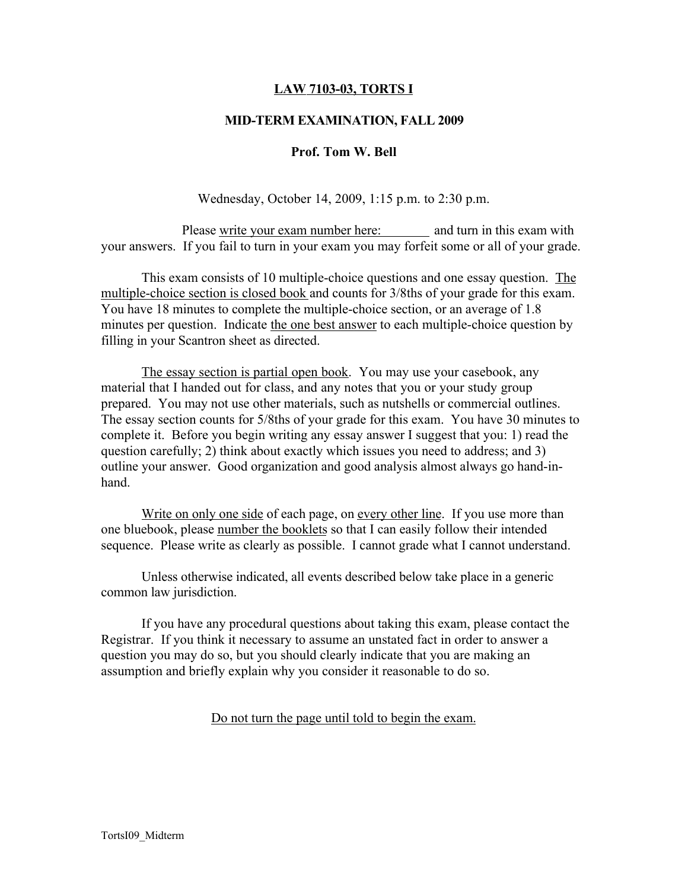**LAW 7103-03, TORTS I**

**MID-TERM EXAMINATION, FALL 2009**

**Prof. Tom W. Bell**

Wednesday, October 14, 2009, 1:15 p.m. to 2:30 p.m.

Please write your exam number here: ________ and turn in this exam with your answers. If you fail to turn in your exam you may forfeit some or all of your grade.

This exam consists of 10 multiple-choice questions and one essay question. The multiple-choice section is closed book and counts for 3/8ths of your grade for this exam. You have 18 minutes to complete the multiple-choice section, or an average of 1.8 minutes per question. Indicate the one best answer to each multiple-choice question by filling in your Scantron sheet as directed.

The essay section is partial open book. You may use your casebook, any material that I handed out for class, and any notes that you or your study group prepared. You may not use other materials, such as nutshells or commercial outlines. The essay section counts for 5/8ths of your grade for this exam. You have 30 minutes to complete it. Before you begin writing any essay answer I suggest that you: 1) read the question carefully; 2) think about exactly which issues you need to address; and 3) outline your answer. Good organization and good analysis almost always go hand-in-hand.

Write on only one side of each page, on every other line. If you use more than one bluebook, please number the booklets so that I can easily follow their intended sequence. Please write as clearly as possible. I cannot grade what I cannot understand.

Unless otherwise indicated, all events described below take place in a generic common law jurisdiction.

If you have any procedural questions about taking this exam, please contact the Registrar. If you think it necessary to assume an unstated fact in order to answer a question you may do so, but you should clearly indicate that you are making an assumption and briefly explain why you consider it reasonable to do so.

Do not turn the page until told to begin the exam.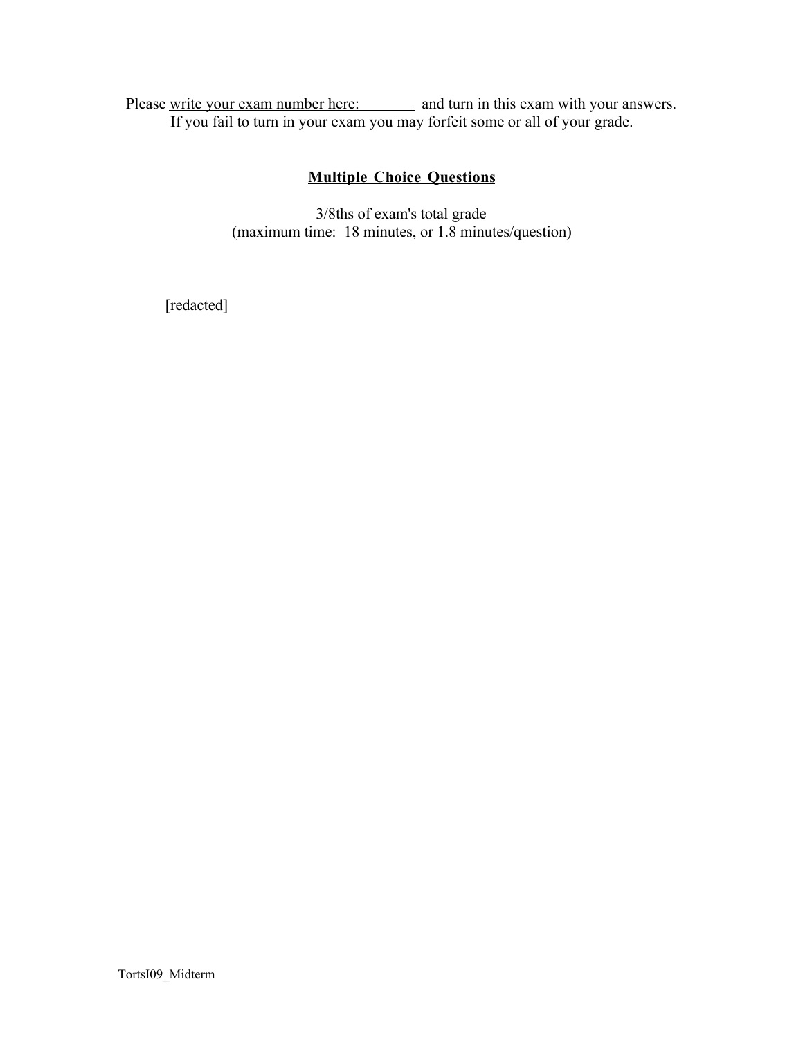Please write your exam number here: ________ and turn in this exam with your answers.
If you fail to turn in your exam you may forfeit some or all of your grade.

## Multiple Choice Questions

3/8ths of exam's total grade
(maximum time: 18 minutes, or 1.8 minutes/question)

[redacted]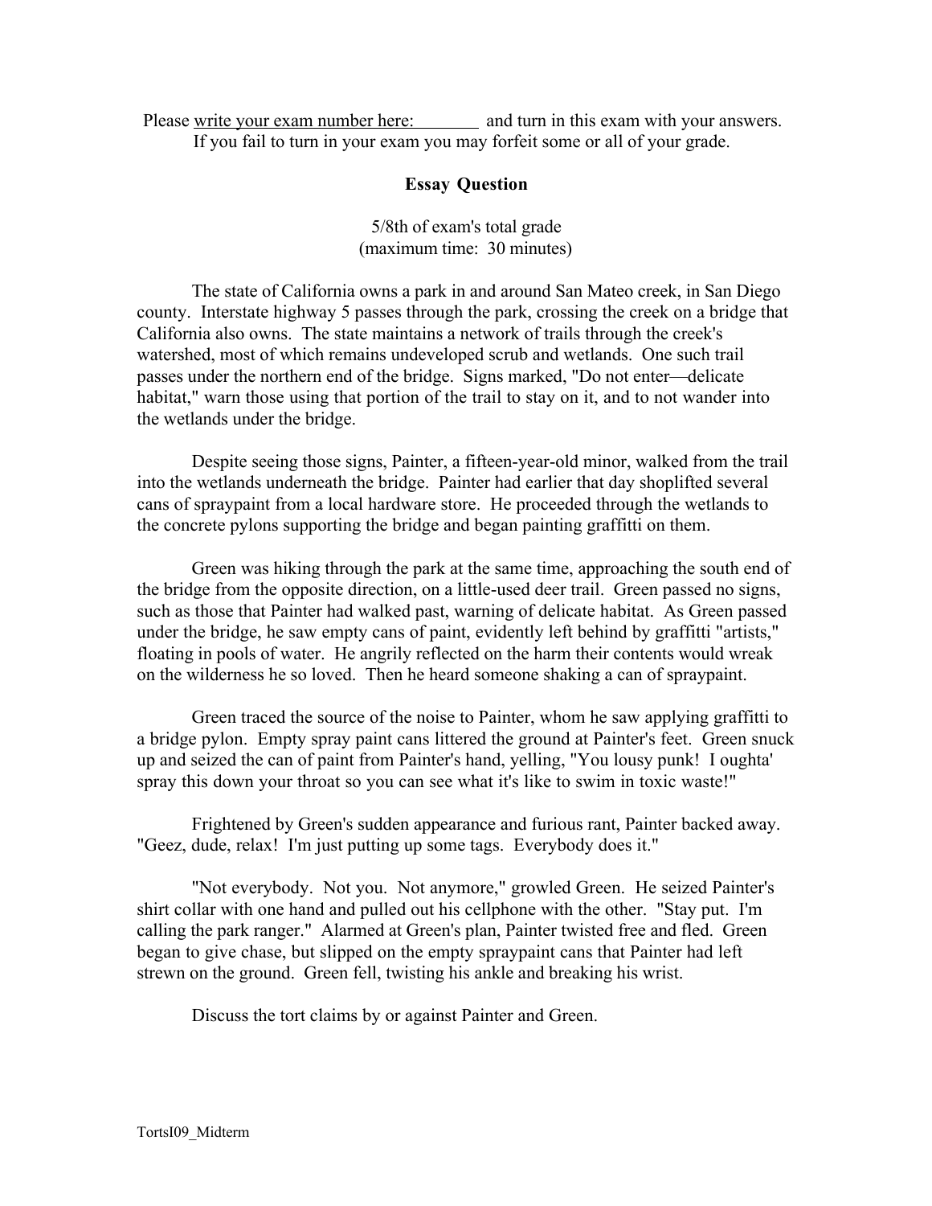Please <u>write your exam number here: ________</u> and turn in this exam with your answers. If you fail to turn in your exam you may forfeit some or all of your grade.

## Essay Question

5/8th of exam's total grade
(maximum time: 30 minutes)

The state of California owns a park in and around San Mateo creek, in San Diego county. Interstate highway 5 passes through the park, crossing the creek on a bridge that California also owns. The state maintains a network of trails through the creek's watershed, most of which remains undeveloped scrub and wetlands. One such trail passes under the northern end of the bridge. Signs marked, "Do not enter—delicate habitat," warn those using that portion of the trail to stay on it, and to not wander into the wetlands under the bridge.

Despite seeing those signs, Painter, a fifteen-year-old minor, walked from the trail into the wetlands underneath the bridge. Painter had earlier that day shoplifted several cans of spraypaint from a local hardware store. He proceeded through the wetlands to the concrete pylons supporting the bridge and began painting graffitti on them.

Green was hiking through the park at the same time, approaching the south end of the bridge from the opposite direction, on a little-used deer trail. Green passed no signs, such as those that Painter had walked past, warning of delicate habitat. As Green passed under the bridge, he saw empty cans of paint, evidently left behind by graffitti "artists," floating in pools of water. He angrily reflected on the harm their contents would wreak on the wilderness he so loved. Then he heard someone shaking a can of spraypaint.

Green traced the source of the noise to Painter, whom he saw applying graffitti to a bridge pylon. Empty spray paint cans littered the ground at Painter's feet. Green snuck up and seized the can of paint from Painter's hand, yelling, "You lousy punk! I oughta' spray this down your throat so you can see what it's like to swim in toxic waste!"

Frightened by Green's sudden appearance and furious rant, Painter backed away. "Geez, dude, relax! I'm just putting up some tags. Everybody does it."

"Not everybody. Not you. Not anymore," growled Green. He seized Painter's shirt collar with one hand and pulled out his cellphone with the other. "Stay put. I'm calling the park ranger." Alarmed at Green's plan, Painter twisted free and fled. Green began to give chase, but slipped on the empty spraypaint cans that Painter had left strewn on the ground. Green fell, twisting his ankle and breaking his wrist.

Discuss the tort claims by or against Painter and Green.